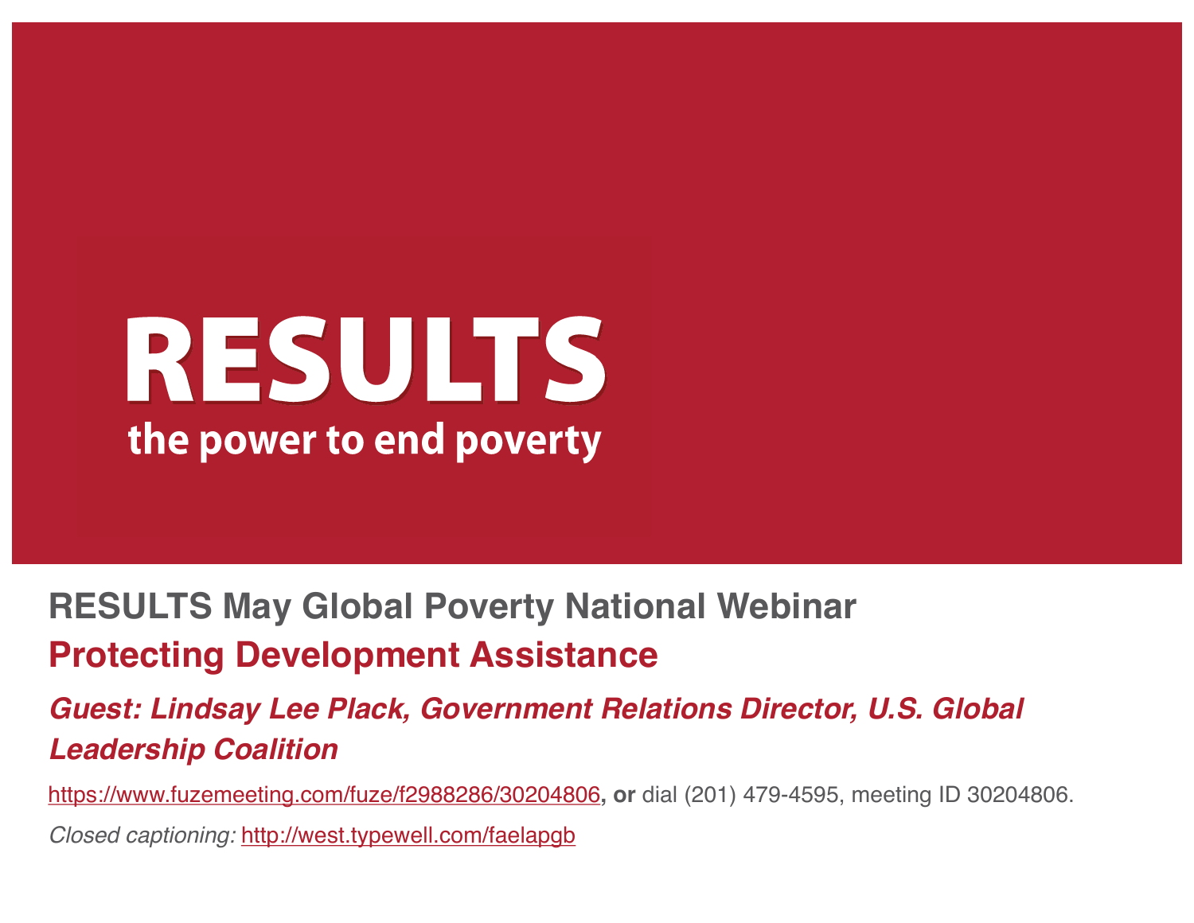# RESULTS

**the power to end poverty**

## RESULTS May Global Poverty National Webinar

## Protecting Development Assistance

***Guest: Lindsay Lee Plack, Government Relations Director, U.S. Global Leadership Coalition***

https://www.fuzemeeting.com/fuze/f2988286/30204806**, or** dial (201) 479-4595, meeting ID 30204806.

*Closed captioning:* http://west.typewell.com/faelapgb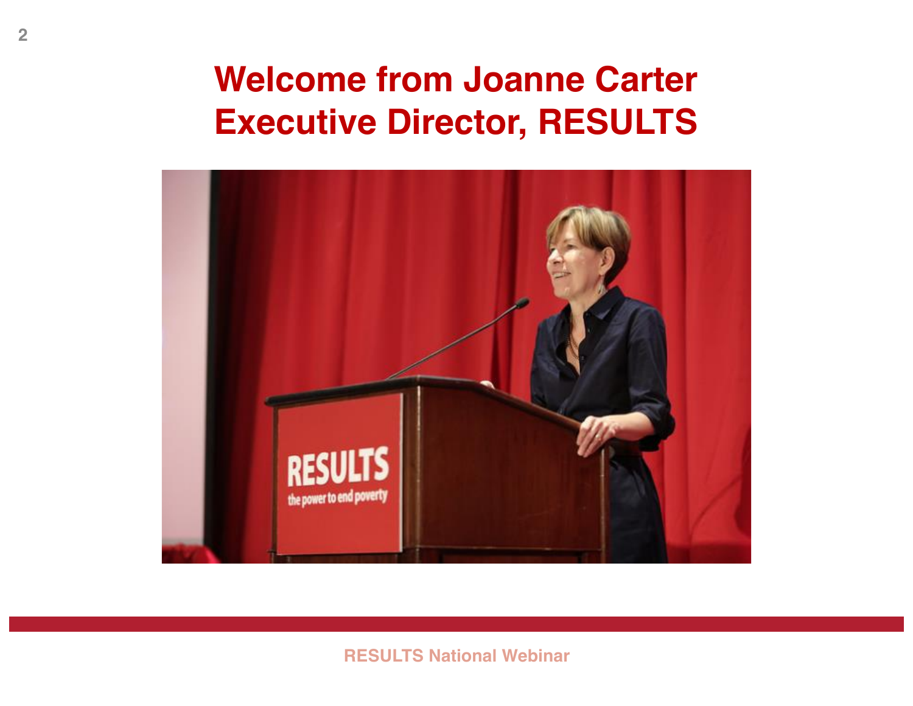# Welcome from Joanne Carter
# Executive Director, RESULTS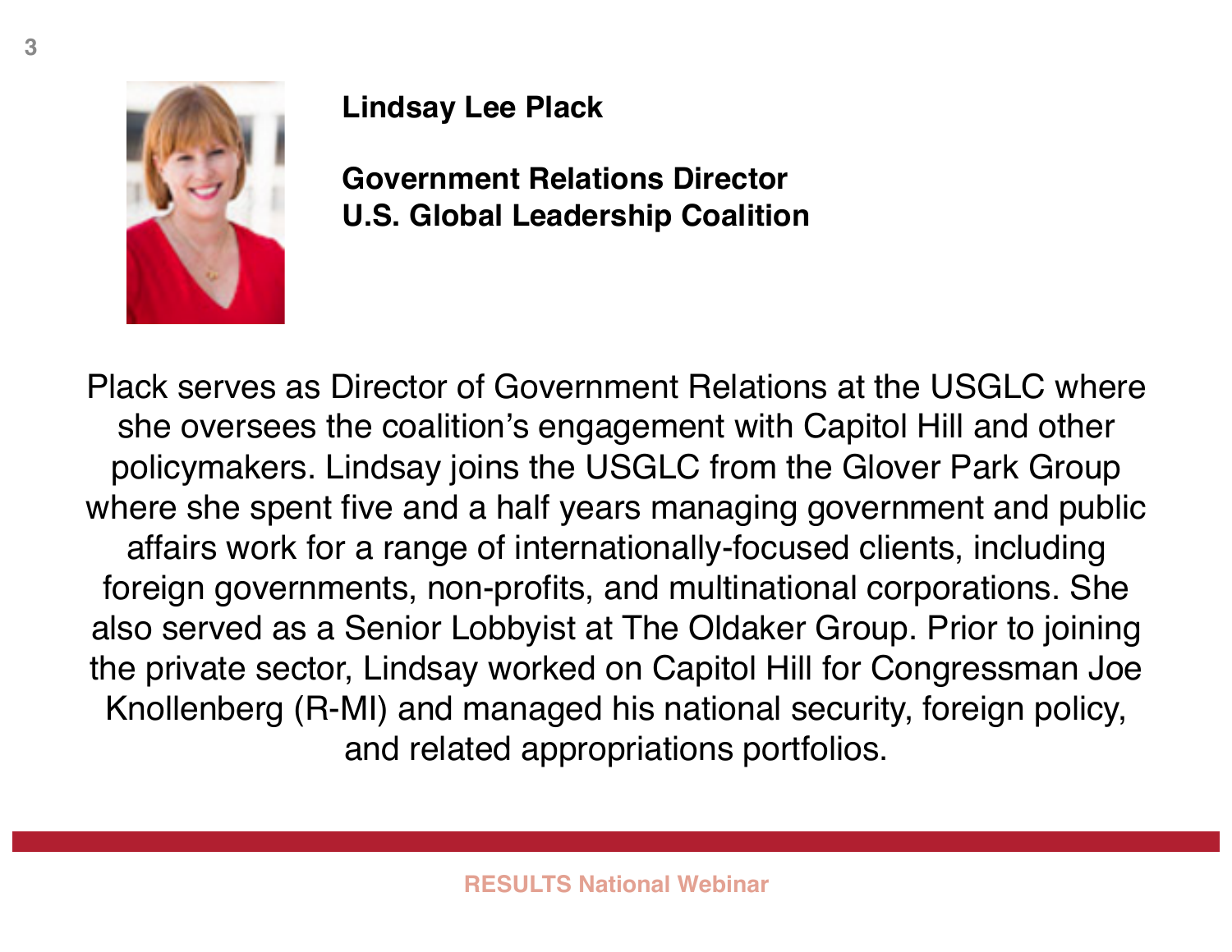**Lindsay Lee Plack**

**Government Relations Director**
**U.S. Global Leadership Coalition**

Plack serves as Director of Government Relations at the USGLC where she oversees the coalition's engagement with Capitol Hill and other policymakers. Lindsay joins the USGLC from the Glover Park Group where she spent five and a half years managing government and public affairs work for a range of internationally-focused clients, including foreign governments, non-profits, and multinational corporations. She also served as a Senior Lobbyist at The Oldaker Group. Prior to joining the private sector, Lindsay worked on Capitol Hill for Congressman Joe Knollenberg (R-MI) and managed his national security, foreign policy, and related appropriations portfolios.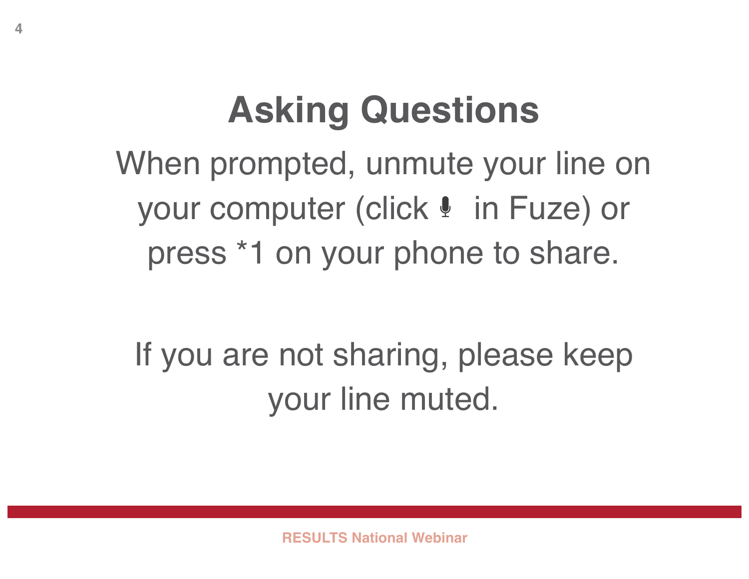# Asking Questions

When prompted, unmute your line on your computer (click 🎙 in Fuze) or press *1 on your phone to share.

If you are not sharing, please keep your line muted.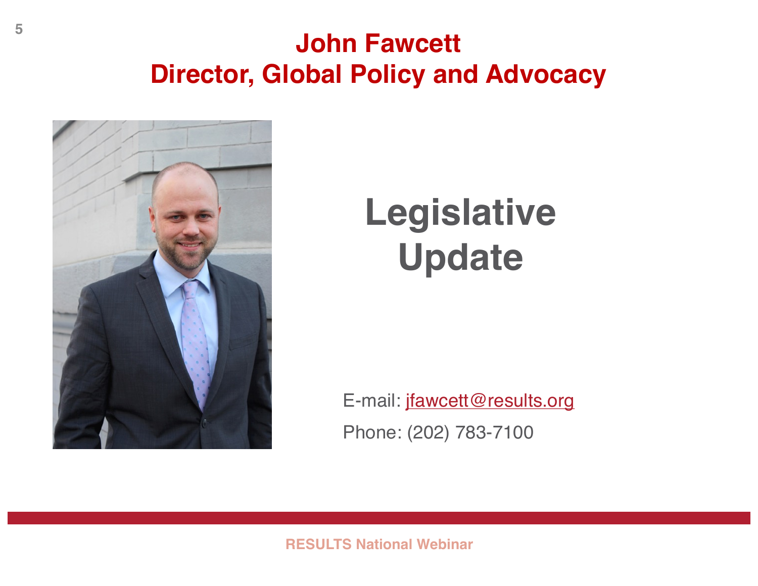# John Fawcett
## Director, Global Policy and Advocacy

## Legislative Update

E-mail: jfawcett@results.org

Phone: (202) 783-7100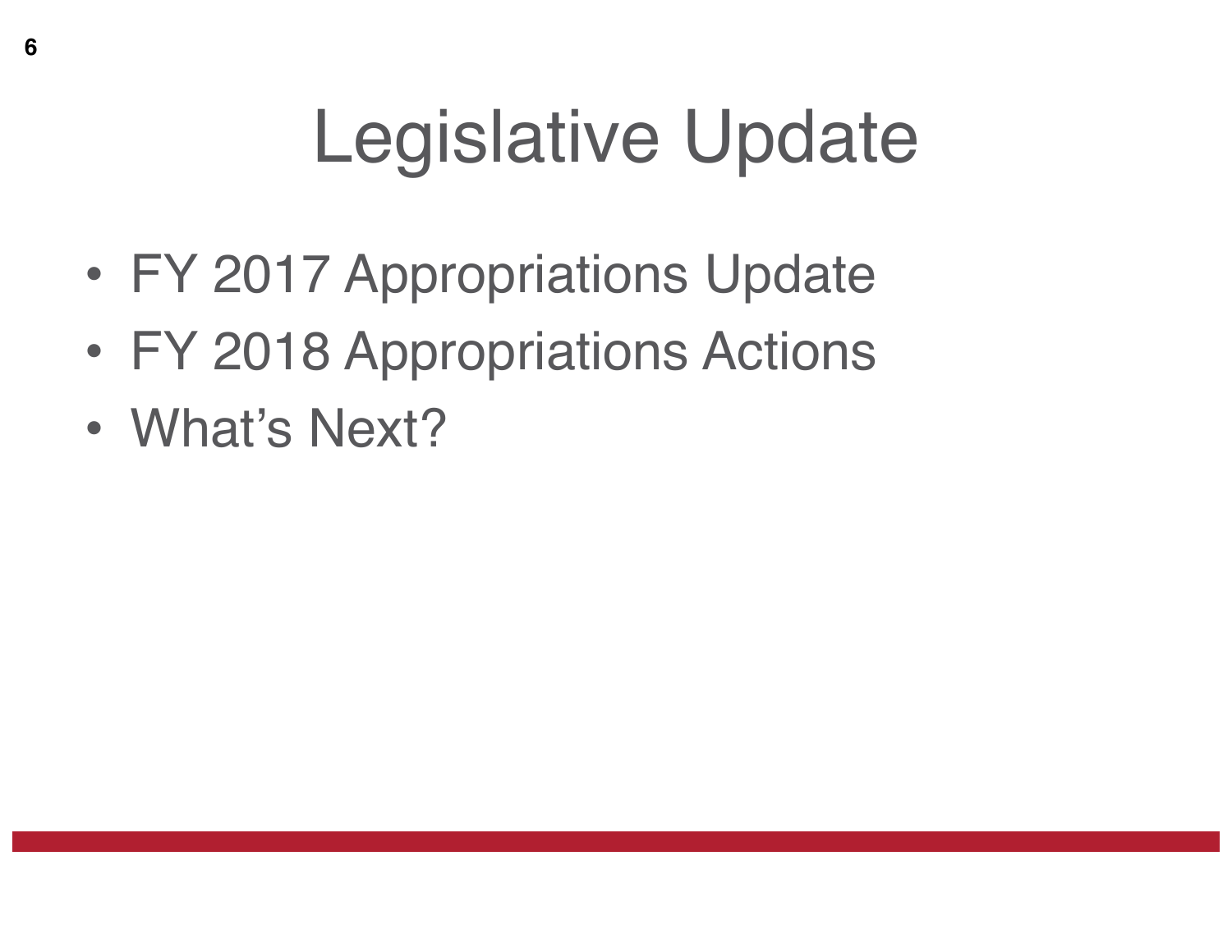# Legislative Update

- FY 2017 Appropriations Update
- FY 2018 Appropriations Actions
- What's Next?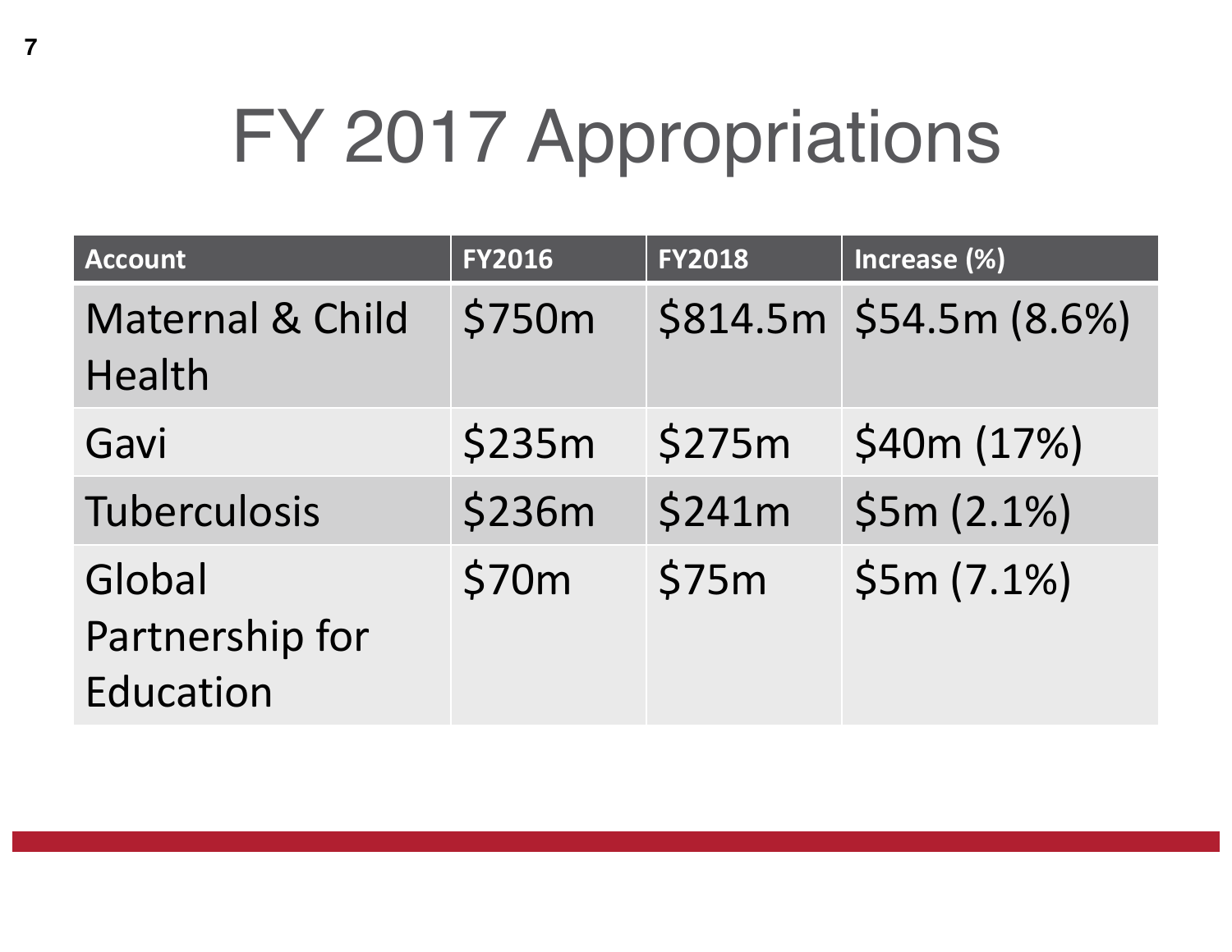# FY 2017 Appropriations

| Account | FY2016 | FY2018 | Increase (%) |
|---|---|---|---|
| Maternal & Child Health | $750m | $814.5m | $54.5m (8.6%) |
| Gavi | $235m | $275m | $40m (17%) |
| Tuberculosis | $236m | $241m | $5m (2.1%) |
| Global Partnership for Education | $70m | $75m | $5m (7.1%) |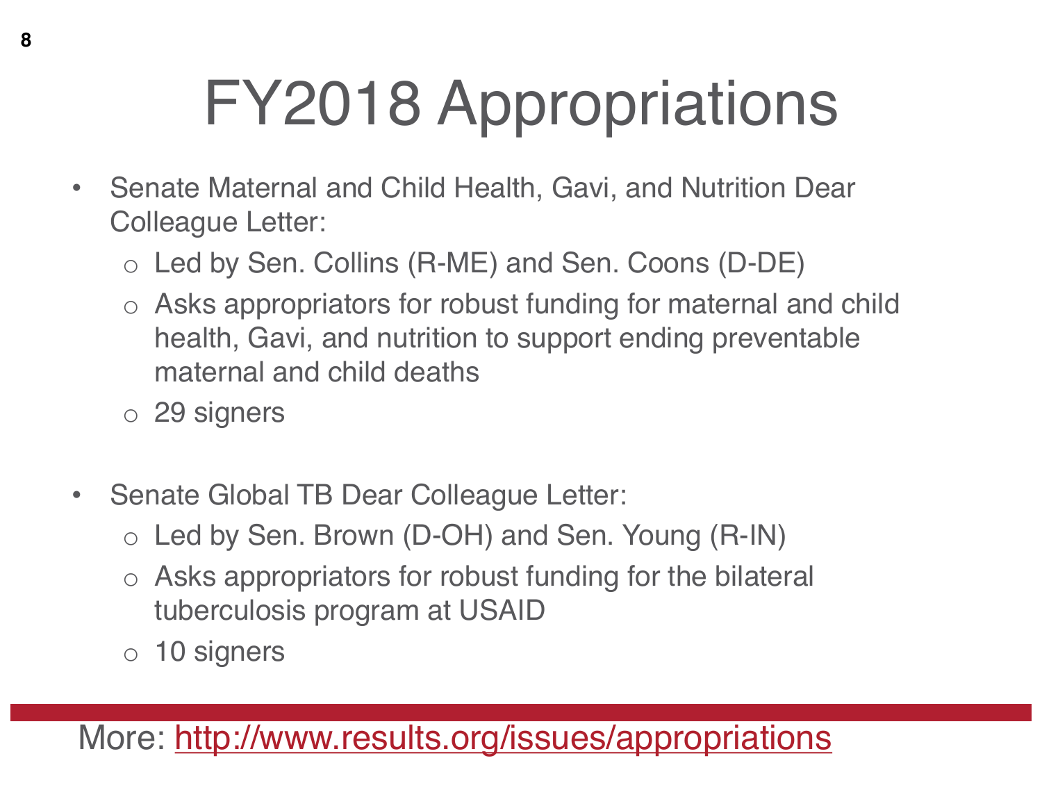# FY2018 Appropriations

- Senate Maternal and Child Health, Gavi, and Nutrition Dear Colleague Letter:
  - Led by Sen. Collins (R-ME) and Sen. Coons (D-DE)
  - Asks appropriators for robust funding for maternal and child health, Gavi, and nutrition to support ending preventable maternal and child deaths
  - 29 signers

- Senate Global TB Dear Colleague Letter:
  - Led by Sen. Brown (D-OH) and Sen. Young (R-IN)
  - Asks appropriators for robust funding for the bilateral tuberculosis program at USAID
  - 10 signers

More: [http://www.results.org/issues/appropriations](http://www.results.org/issues/appropriations)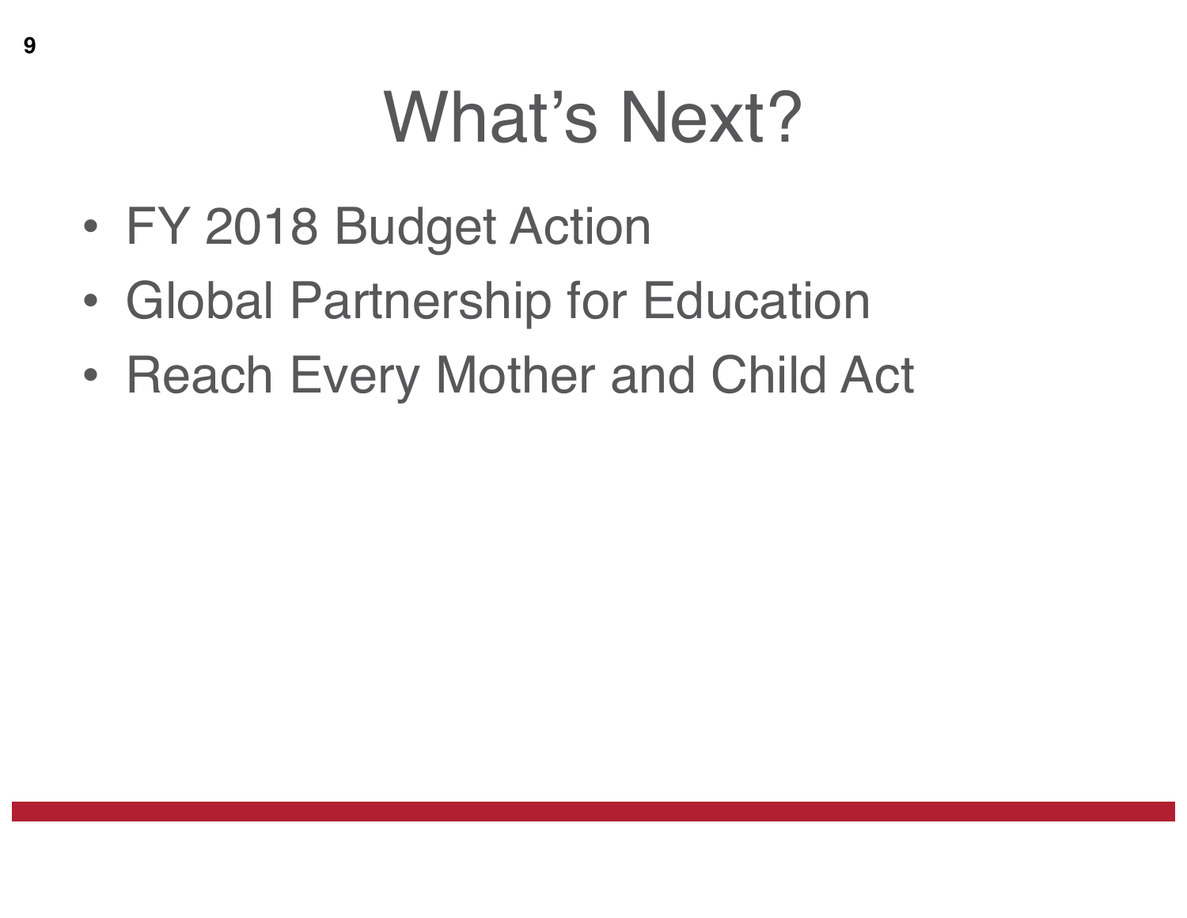# What's Next?

- FY 2018 Budget Action
- Global Partnership for Education
- Reach Every Mother and Child Act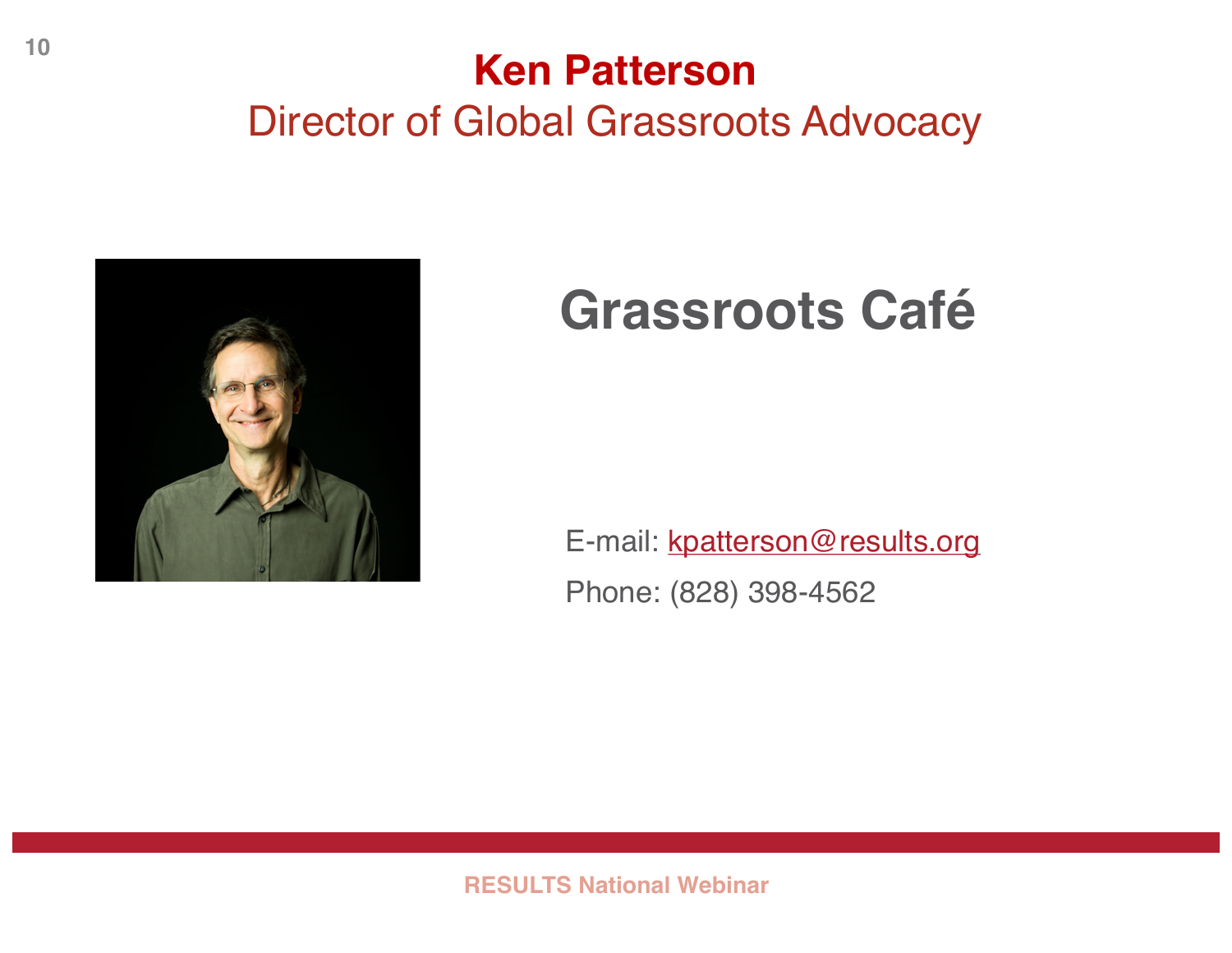# Ken Patterson

## Director of Global Grassroots Advocacy

## Grassroots Café

E-mail: kpatterson@results.org

Phone: (828) 398-4562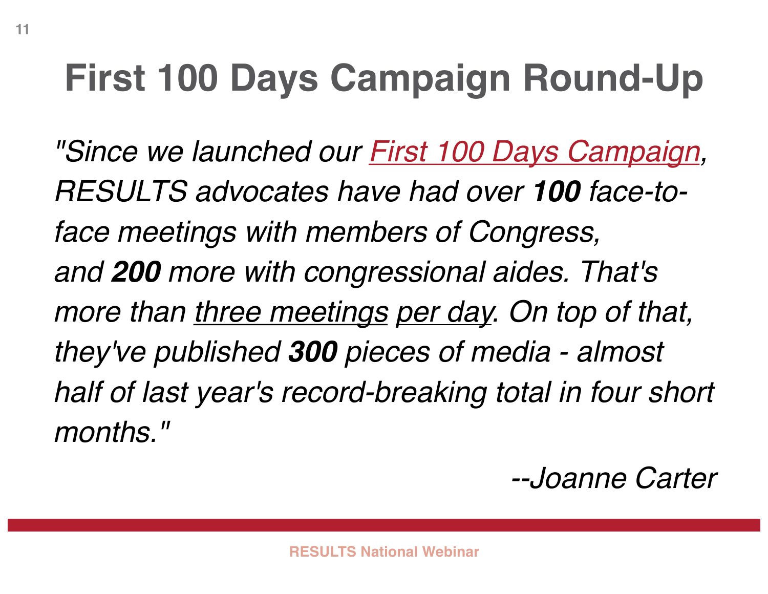# First 100 Days Campaign Round-Up

*"Since we launched our First 100 Days Campaign, RESULTS advocates have had over* ***100*** *face-to-face meetings with members of Congress, and* ***200*** *more with congressional aides. That's more than three meetings per day. On top of that, they've published* ***300*** *pieces of media - almost half of last year's record-breaking total in four short months."*

*--Joanne Carter*

RESULTS National Webinar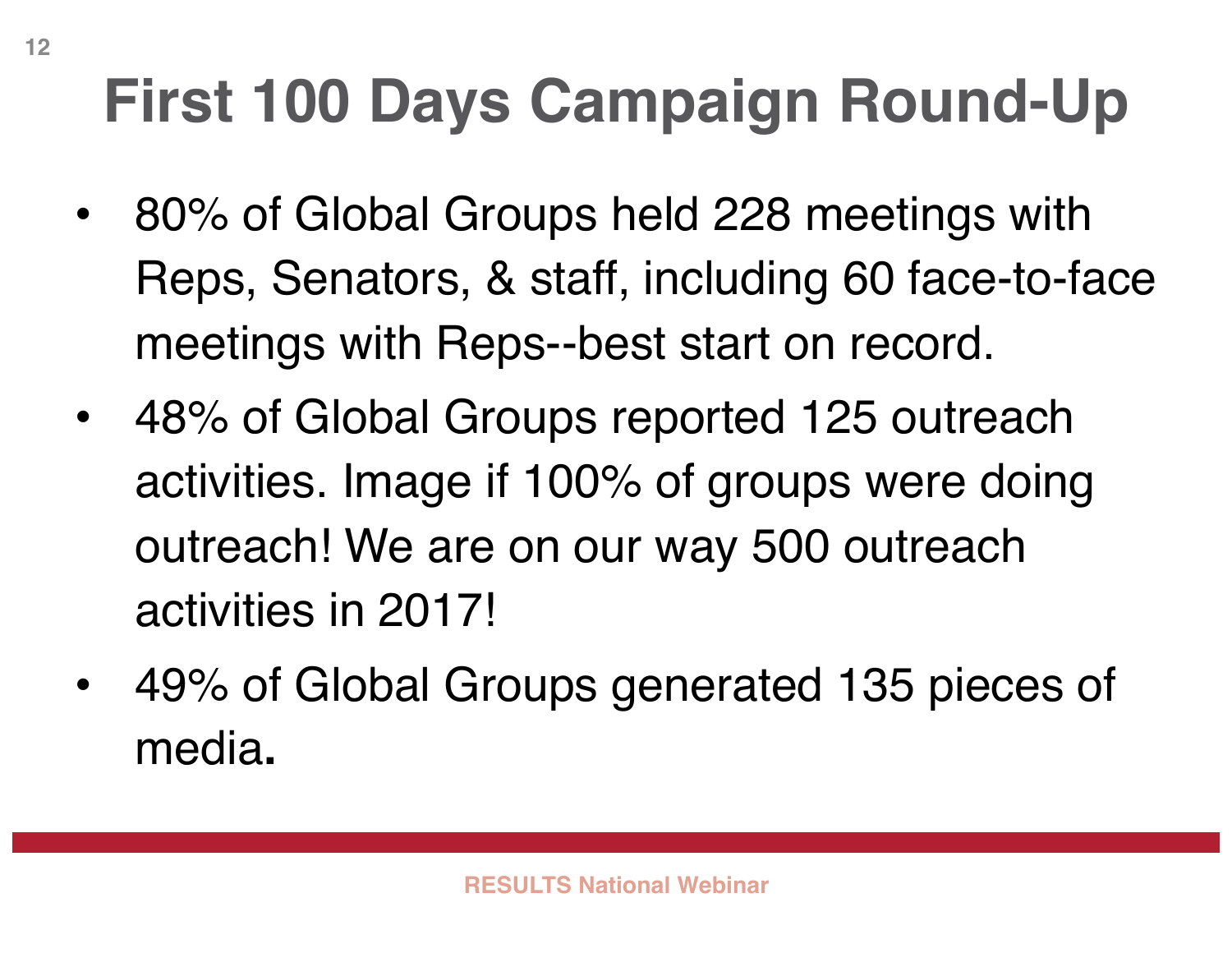# First 100 Days Campaign Round-Up

- 80% of Global Groups held 228 meetings with Reps, Senators, & staff, including 60 face-to-face meetings with Reps--best start on record.
- 48% of Global Groups reported 125 outreach activities. Image if 100% of groups were doing outreach! We are on our way 500 outreach activities in 2017!
- 49% of Global Groups generated 135 pieces of media**.**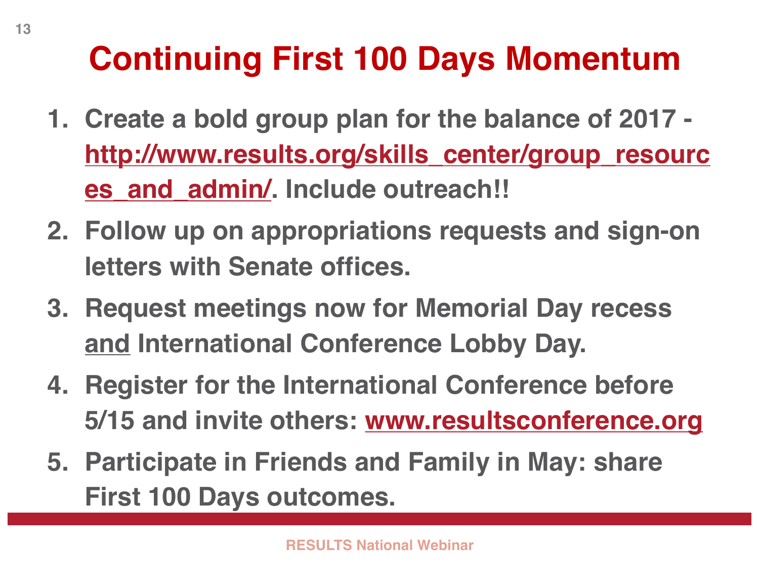# Continuing First 100 Days Momentum

1. **Create a bold group plan for the balance of 2017 - http://www.results.org/skills_center/group_resources_and_admin/. Include outreach!!**
2. **Follow up on appropriations requests and sign-on letters with Senate offices.**
3. **Request meetings now for Memorial Day recess and International Conference Lobby Day.**
4. **Register for the International Conference before 5/15 and invite others: www.resultsconference.org**
5. **Participate in Friends and Family in May: share First 100 Days outcomes.**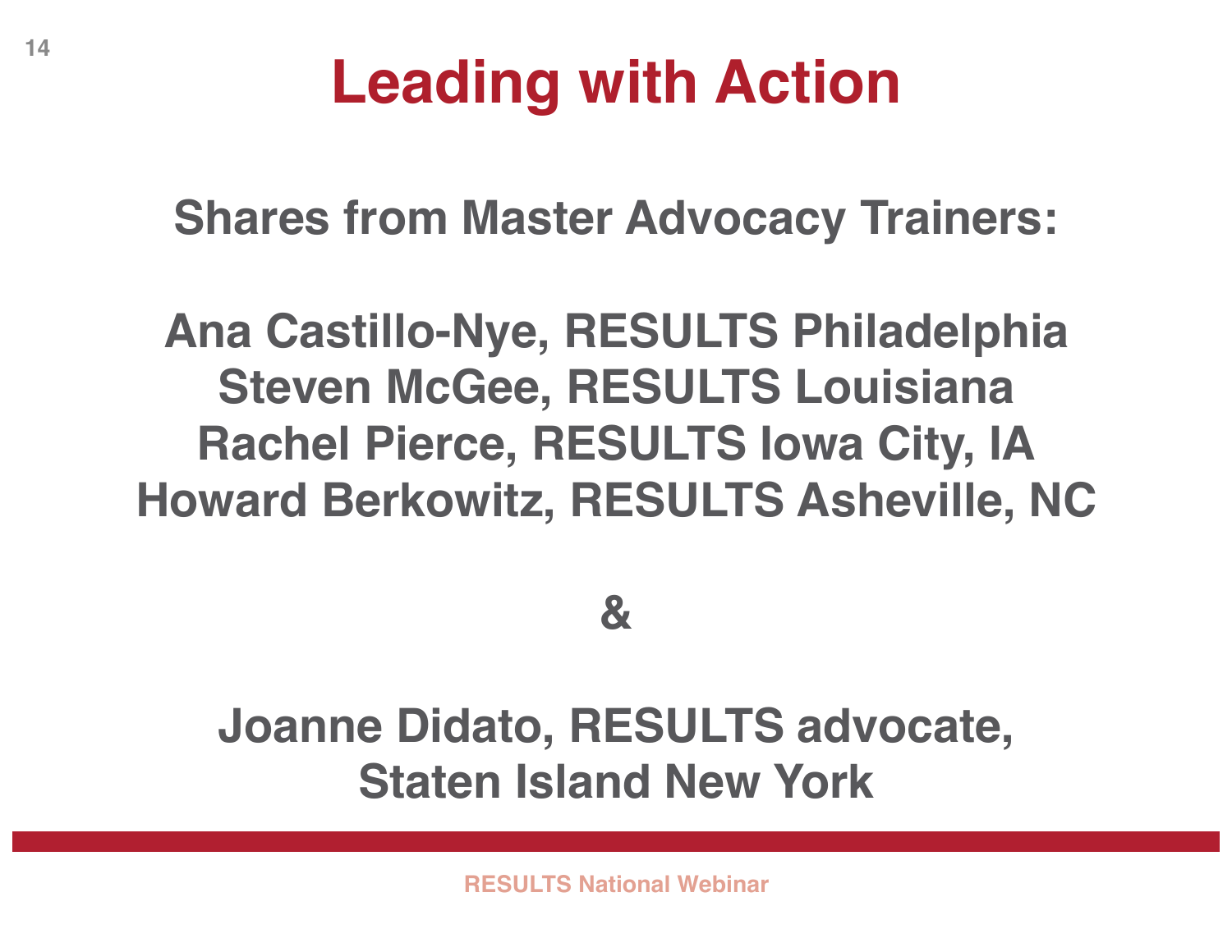# Leading with Action

**Shares from Master Advocacy Trainers:**

**Ana Castillo-Nye, RESULTS Philadelphia**
**Steven McGee, RESULTS Louisiana**
**Rachel Pierce, RESULTS Iowa City, IA**
**Howard Berkowitz, RESULTS Asheville, NC**

**&**

**Joanne Didato, RESULTS advocate,**
**Staten Island New York**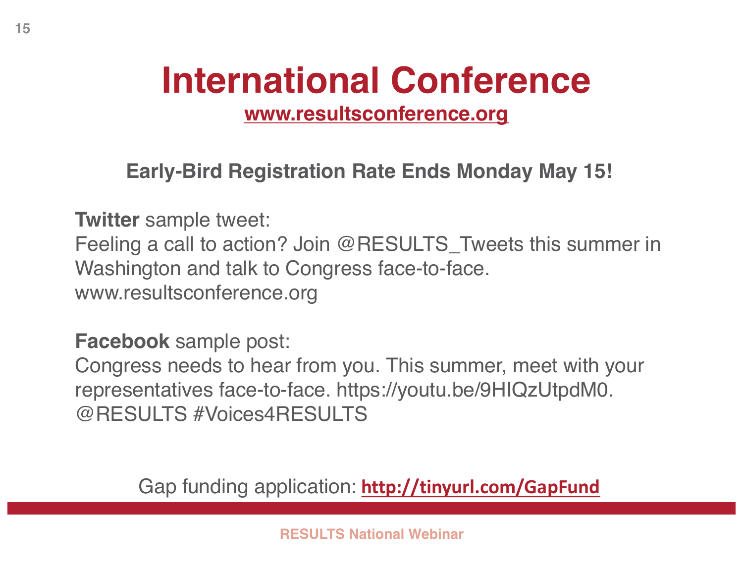# International Conference

**www.resultsconference.org**

**Early-Bird Registration Rate Ends Monday May 15!**

**Twitter** sample tweet:
Feeling a call to action? Join @RESULTS_Tweets this summer in Washington and talk to Congress face-to-face. www.resultsconference.org

**Facebook** sample post:
Congress needs to hear from you. This summer, meet with your representatives face-to-face. https://youtu.be/9HIQzUtpdM0. @RESULTS #Voices4RESULTS

Gap funding application: **http://tinyurl.com/GapFund**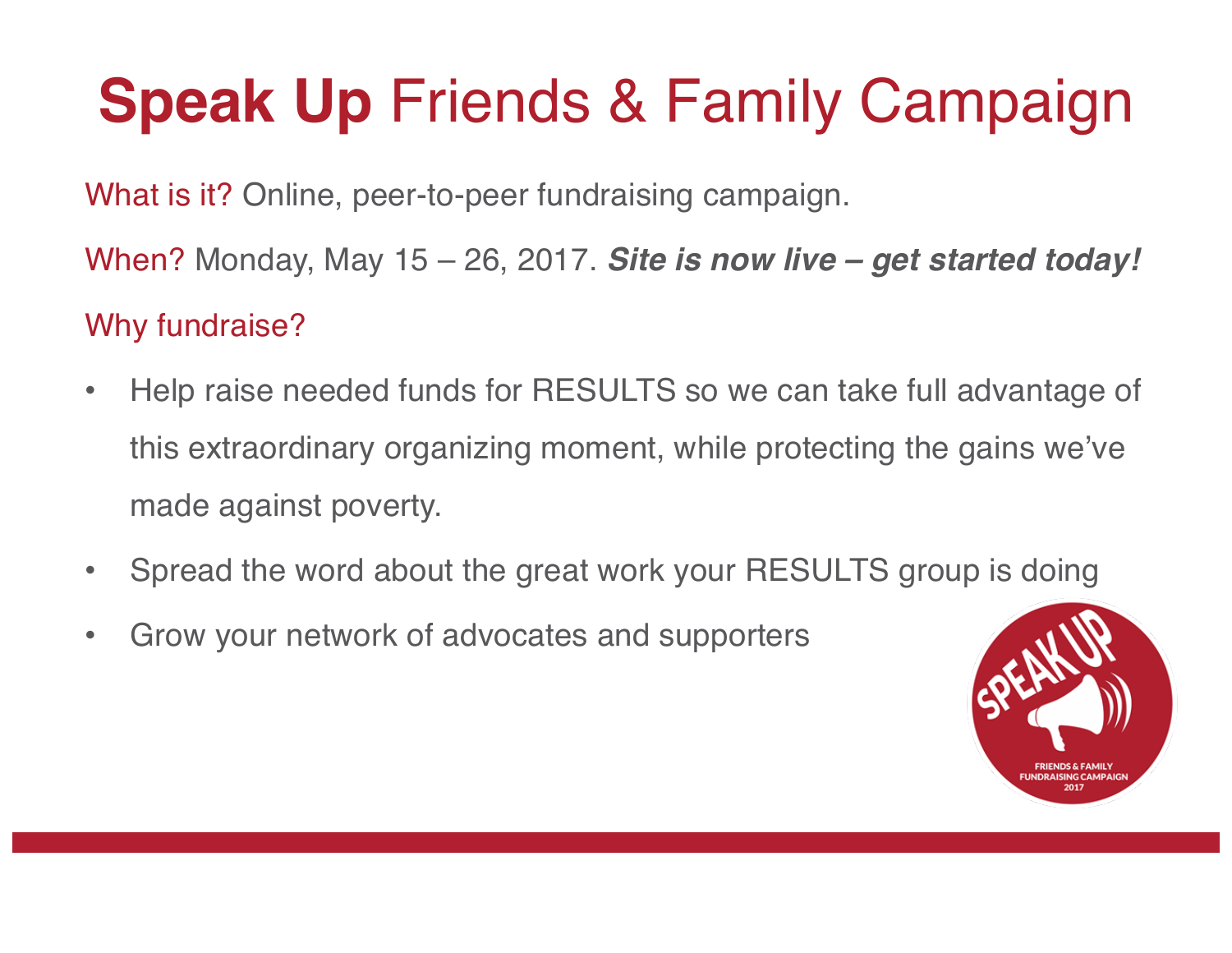# **Speak Up** Friends & Family Campaign

What is it? Online, peer-to-peer fundraising campaign.

When? Monday, May 15 – 26, 2017. ***Site is now live – get started today!***

Why fundraise?

- Help raise needed funds for RESULTS so we can take full advantage of this extraordinary organizing moment, while protecting the gains we've made against poverty.
- Spread the word about the great work your RESULTS group is doing
- Grow your network of advocates and supporters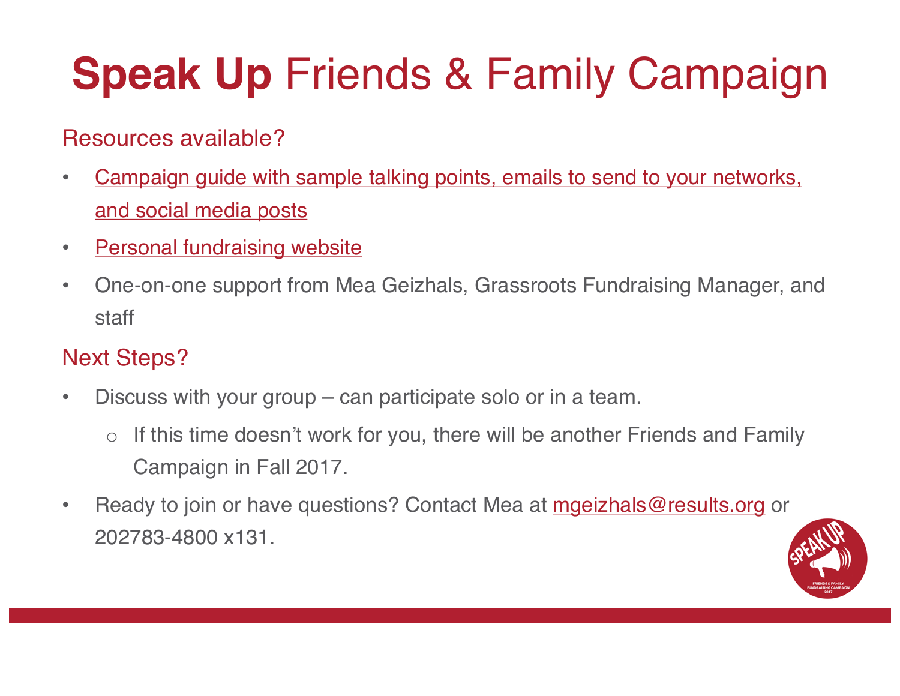# **Speak Up** Friends & Family Campaign

## Resources available?

- Campaign guide with sample talking points, emails to send to your networks, and social media posts
- Personal fundraising website
- One-on-one support from Mea Geizhals, Grassroots Fundraising Manager, and staff

## Next Steps?

- Discuss with your group – can participate solo or in a team.
  - If this time doesn't work for you, there will be another Friends and Family Campaign in Fall 2017.
- Ready to join or have questions? Contact Mea at mgeizhals@results.org or 202783-4800 x131.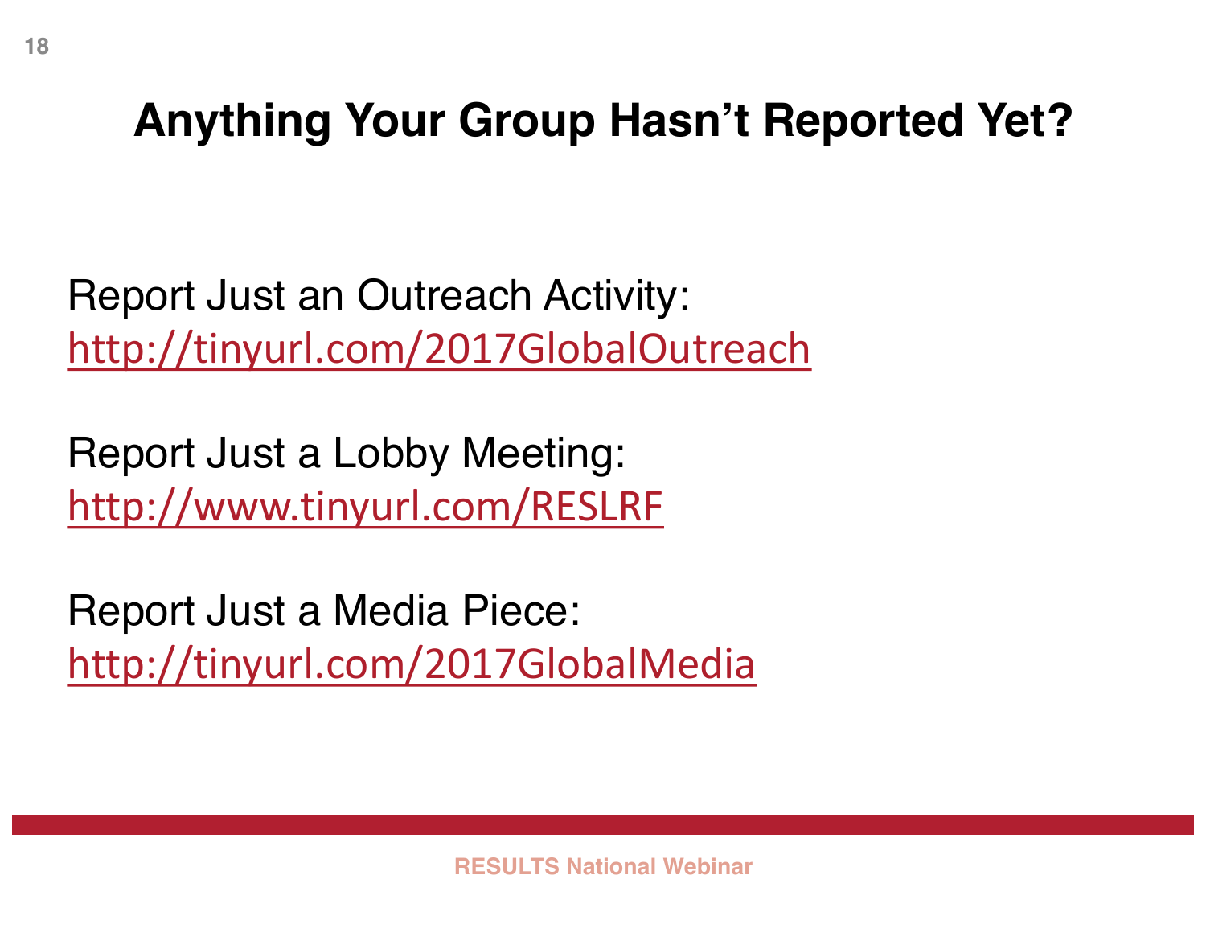# Anything Your Group Hasn't Reported Yet?

Report Just an Outreach Activity:
http://tinyurl.com/2017GlobalOutreach

Report Just a Lobby Meeting:
http://www.tinyurl.com/RESLRF

Report Just a Media Piece:
http://tinyurl.com/2017GlobalMedia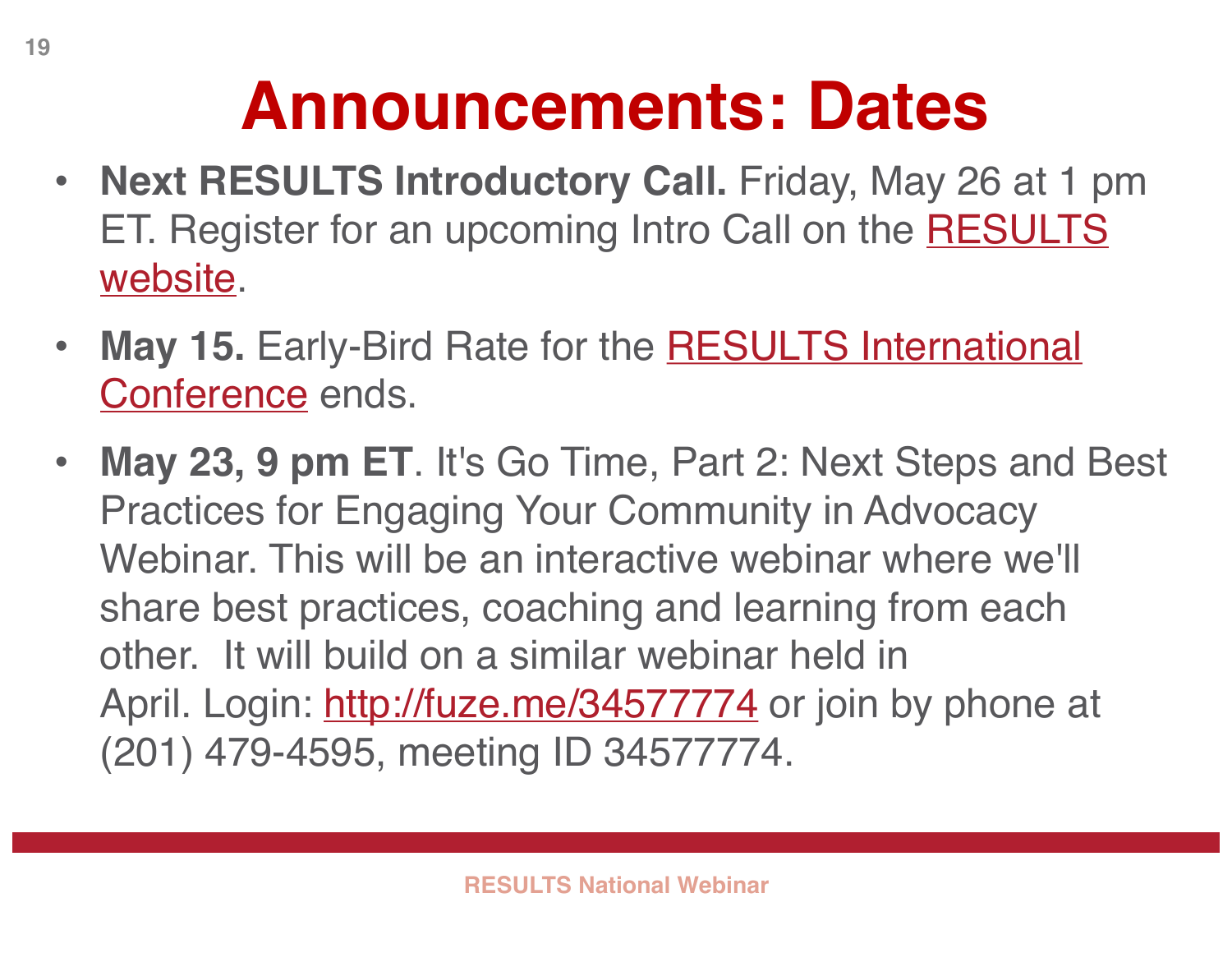# Announcements: Dates

- **Next RESULTS Introductory Call.** Friday, May 26 at 1 pm ET. Register for an upcoming Intro Call on the RESULTS website.
- **May 15.** Early-Bird Rate for the RESULTS International Conference ends.
- **May 23, 9 pm ET**. It's Go Time, Part 2: Next Steps and Best Practices for Engaging Your Community in Advocacy Webinar. This will be an interactive webinar where we'll share best practices, coaching and learning from each other. It will build on a similar webinar held in April. Login: http://fuze.me/34577774 or join by phone at (201) 479-4595, meeting ID 34577774.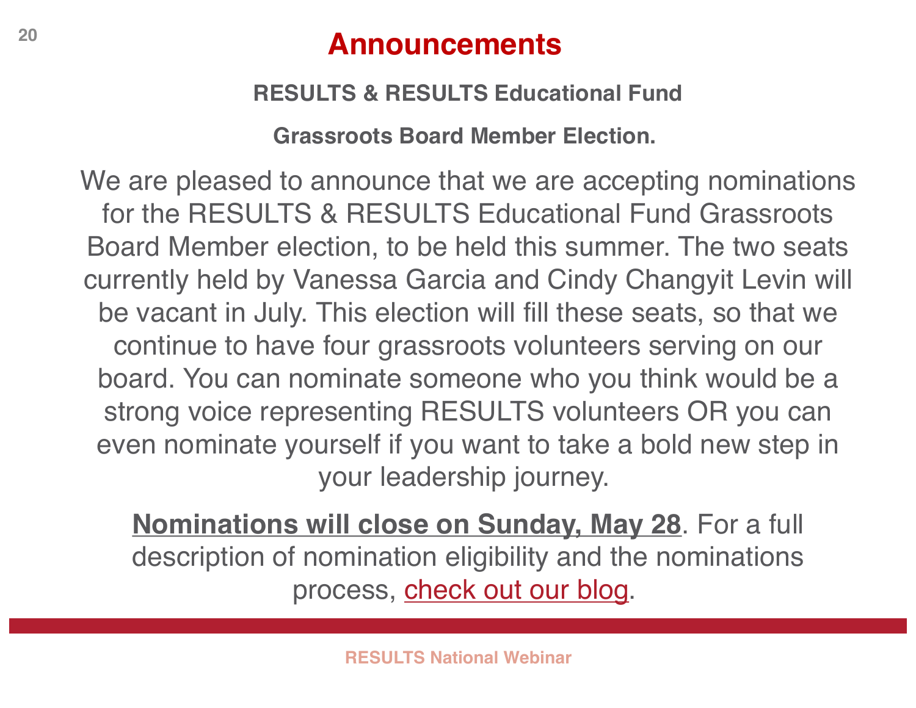# Announcements

**RESULTS & RESULTS Educational Fund**

**Grassroots Board Member Election.**

We are pleased to announce that we are accepting nominations for the RESULTS & RESULTS Educational Fund Grassroots Board Member election, to be held this summer. The two seats currently held by Vanessa Garcia and Cindy Changyit Levin will be vacant in July. This election will fill these seats, so that we continue to have four grassroots volunteers serving on our board. You can nominate someone who you think would be a strong voice representing RESULTS volunteers OR you can even nominate yourself if you want to take a bold new step in your leadership journey.

**Nominations will close on Sunday, May 28**. For a full description of nomination eligibility and the nominations process, check out our blog.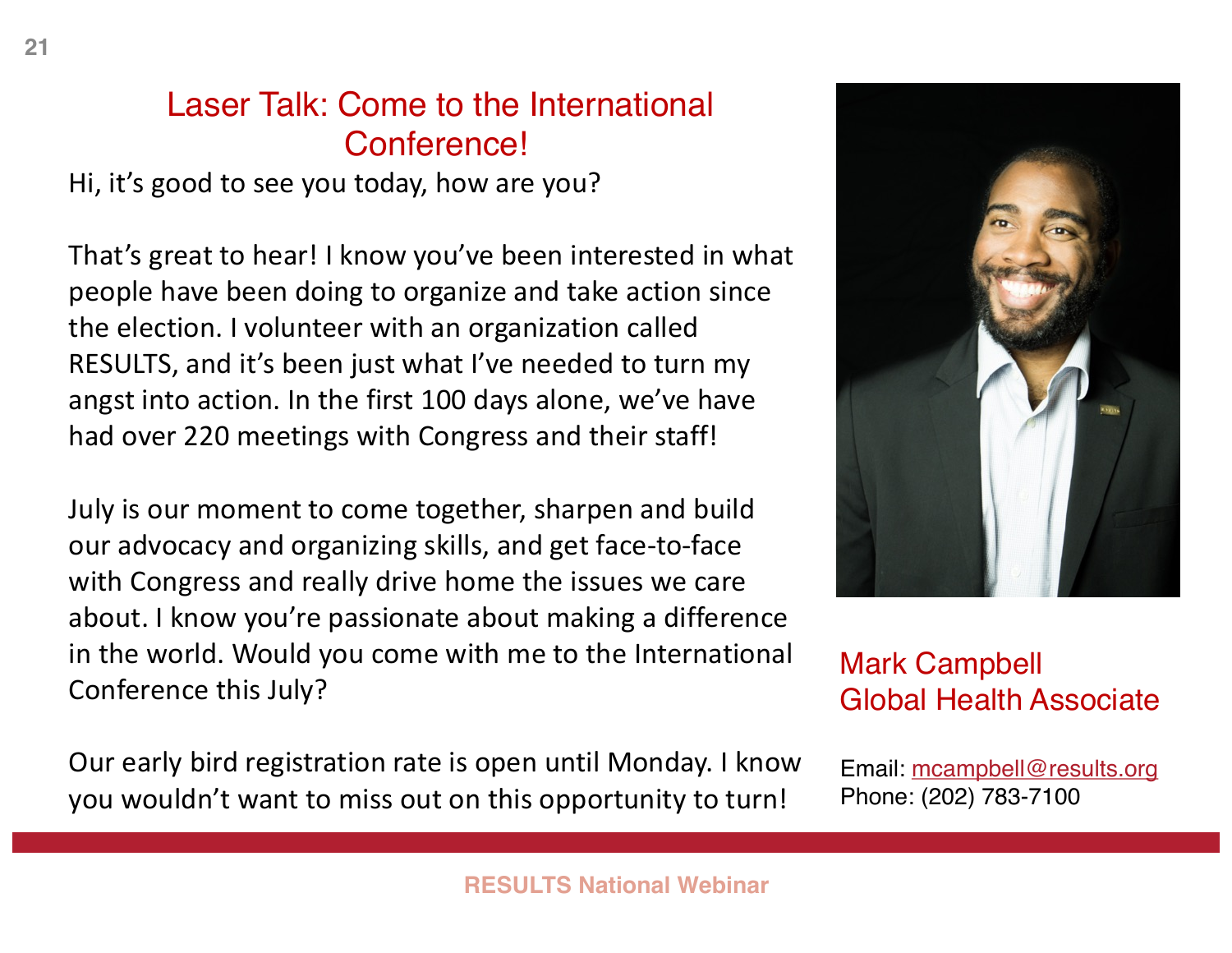## Laser Talk: Come to the International Conference!

Hi, it's good to see you today, how are you?

That's great to hear! I know you've been interested in what people have been doing to organize and take action since the election. I volunteer with an organization called RESULTS, and it's been just what I've needed to turn my angst into action. In the first 100 days alone, we've have had over 220 meetings with Congress and their staff!

July is our moment to come together, sharpen and build our advocacy and organizing skills, and get face-to-face with Congress and really drive home the issues we care about. I know you're passionate about making a difference in the world. Would you come with me to the International Conference this July?

Our early bird registration rate is open until Monday. I know you wouldn't want to miss out on this opportunity to turn!

Mark Campbell
Global Health Associate

Email: mcampbell@results.org
Phone: (202) 783-7100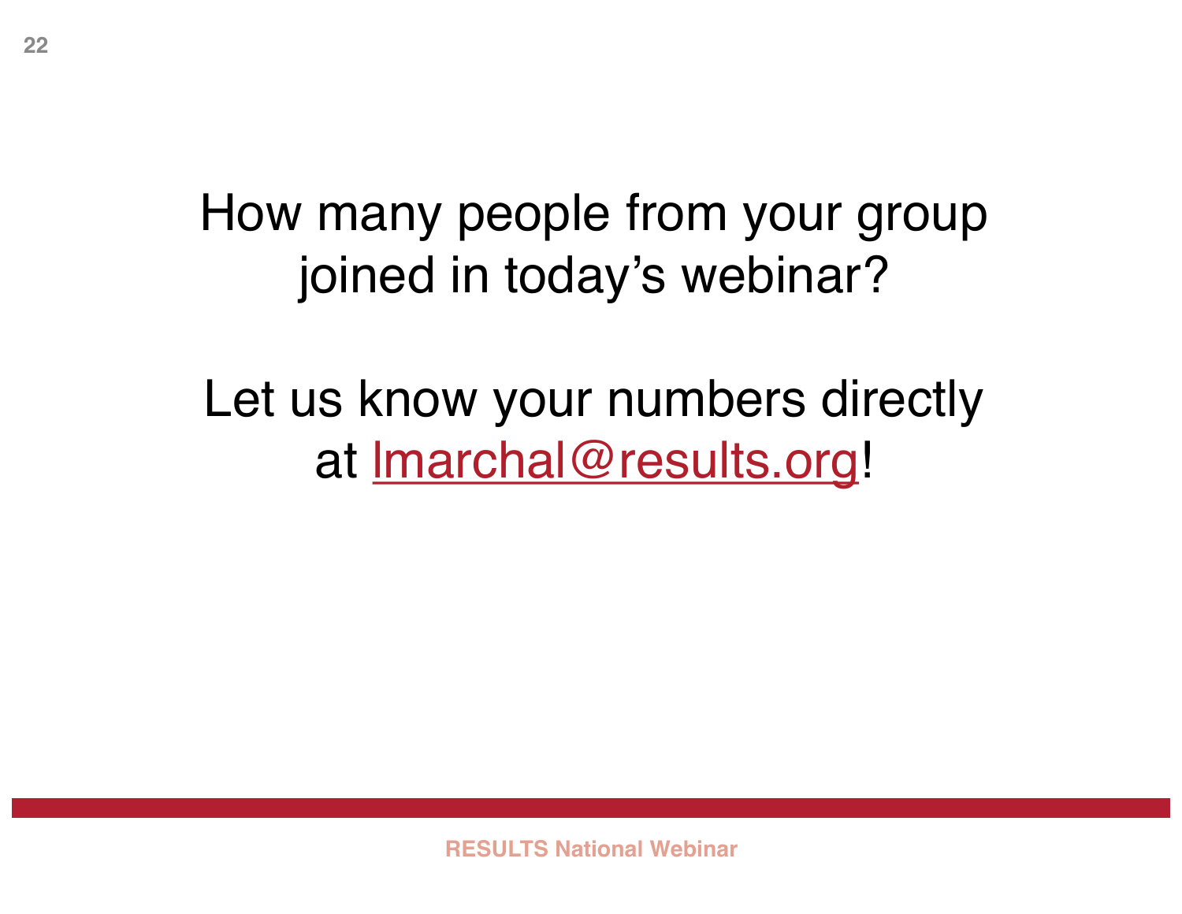How many people from your group joined in today's webinar?

Let us know your numbers directly at lmarchal@results.org!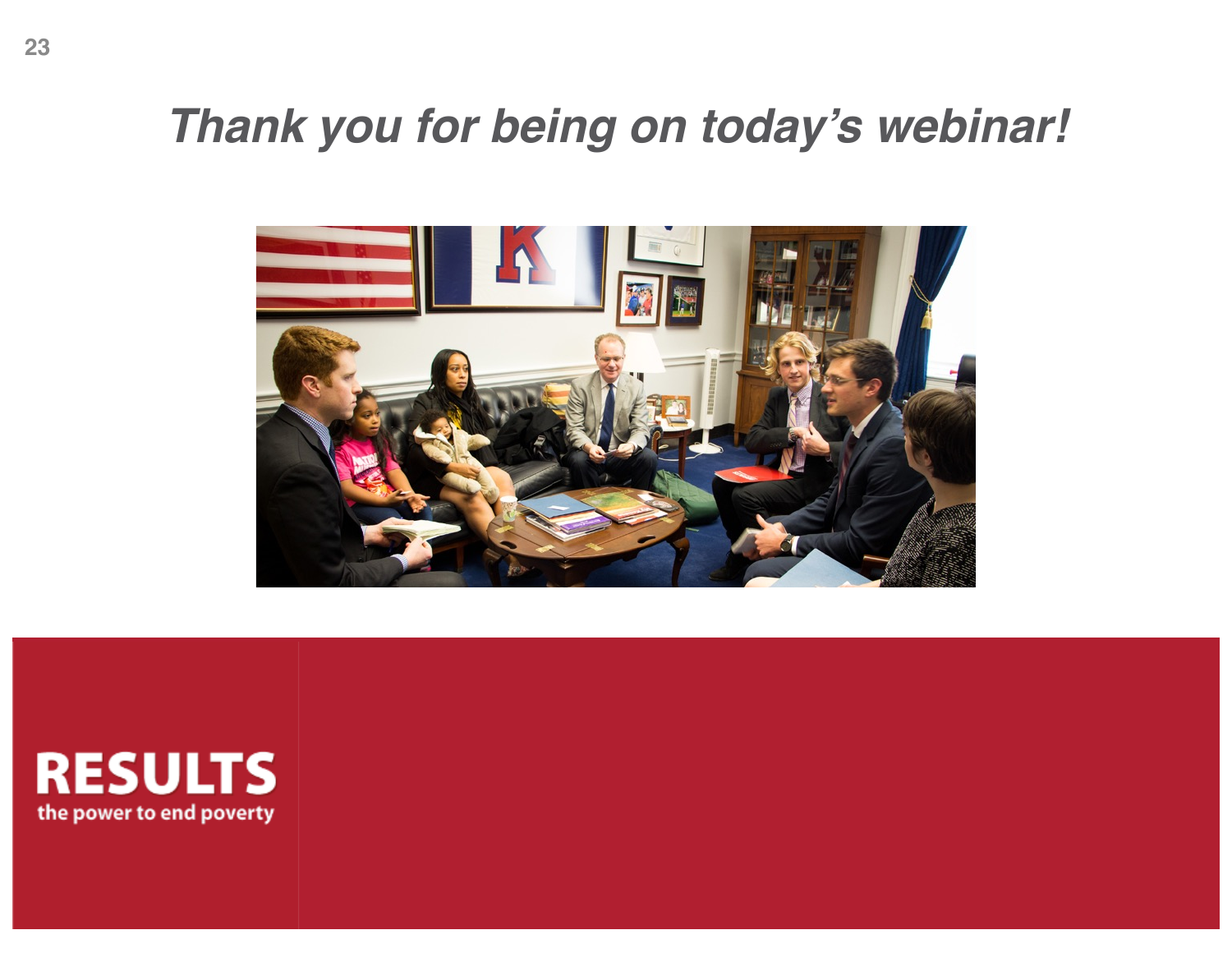# *Thank you for being on today's webinar!*

**RESULTS**

the power to end poverty